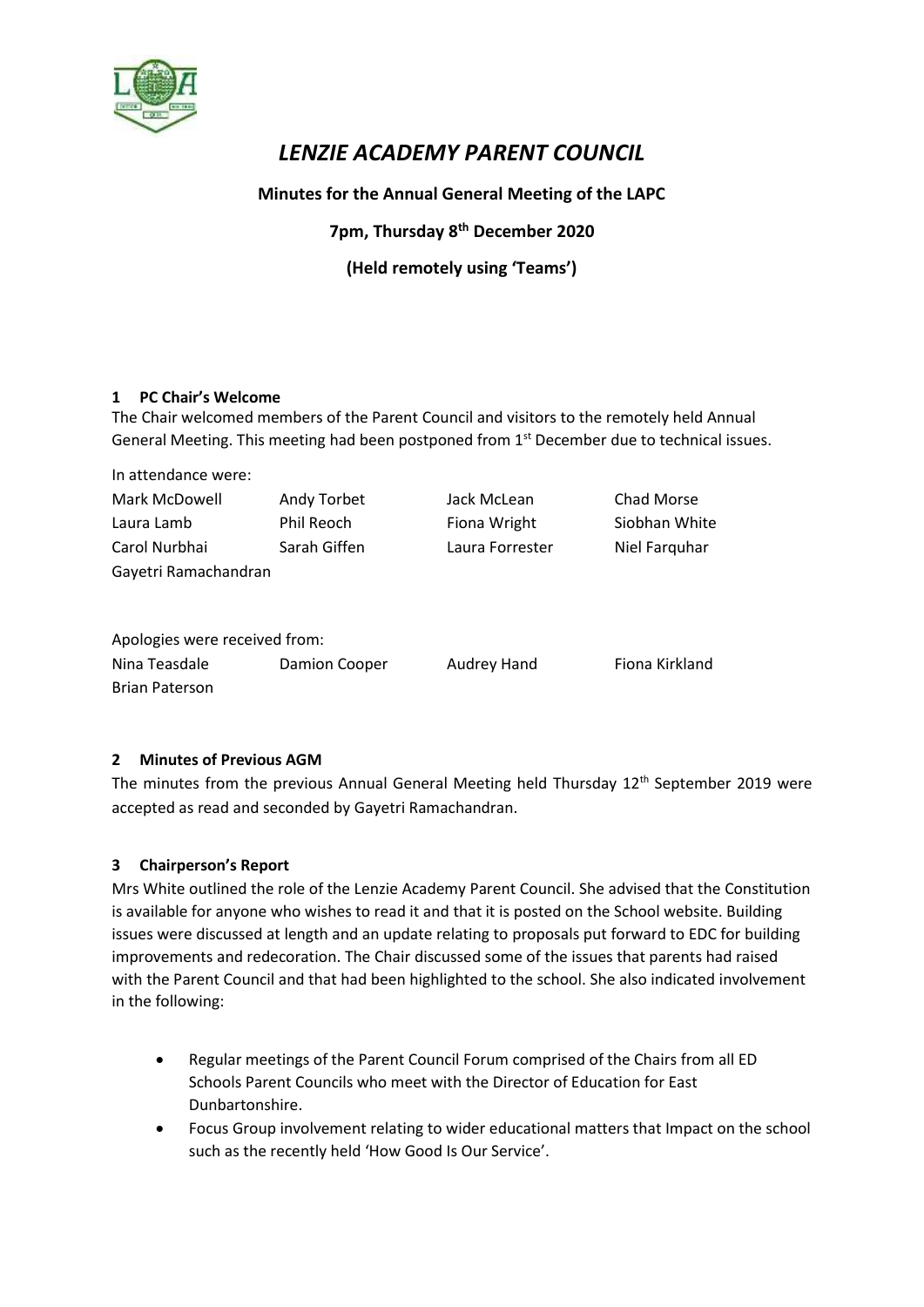# *LENZIE ACADEMY PARENT COUNCIL*

**Minutes for the Annual General Meeting of the LAPC**

**7pm, Thursday 8th December 2020**

**(Held remotely using 'Teams')**

## 1 PC Chair's Welcome

The Chair welcomed members of the Parent Council and visitors to the remotely held Annual General Meeting. This meeting had been postponed from 1st December due to technical issues.

In attendance were:

| | | | |
|---|---|---|---|
| Mark McDowell | Andy Torbet | Jack McLean | Chad Morse |
| Laura Lamb | Phil Reoch | Fiona Wright | Siobhan White |
| Carol Nurbhai | Sarah Giffen | Laura Forrester | Niel Farquhar |
| Gayetri Ramachandran | | | |

Apologies were received from:

| | | | |
|---|---|---|---|
| Nina Teasdale | Damion Cooper | Audrey Hand | Fiona Kirkland |
| Brian Paterson | | | |

## 2 Minutes of Previous AGM

The minutes from the previous Annual General Meeting held Thursday 12th September 2019 were accepted as read and seconded by Gayetri Ramachandran.

## 3 Chairperson's Report

Mrs White outlined the role of the Lenzie Academy Parent Council. She advised that the Constitution is available for anyone who wishes to read it and that it is posted on the School website. Building issues were discussed at length and an update relating to proposals put forward to EDC for building improvements and redecoration. The Chair discussed some of the issues that parents had raised with the Parent Council and that had been highlighted to the school. She also indicated involvement in the following:

- Regular meetings of the Parent Council Forum comprised of the Chairs from all ED Schools Parent Councils who meet with the Director of Education for East Dunbartonshire.
- Focus Group involvement relating to wider educational matters that Impact on the school such as the recently held 'How Good Is Our Service'.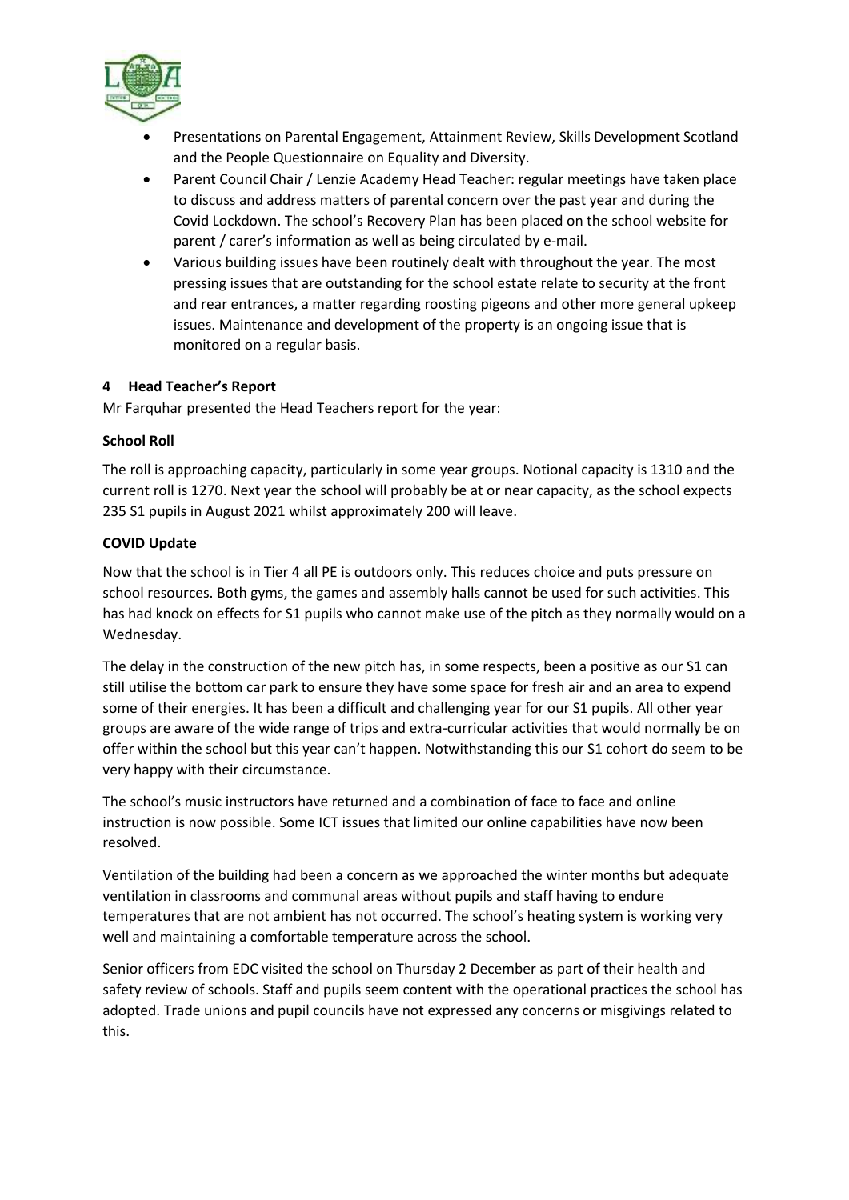- Presentations on Parental Engagement, Attainment Review, Skills Development Scotland and the People Questionnaire on Equality and Diversity.
- Parent Council Chair / Lenzie Academy Head Teacher: regular meetings have taken place to discuss and address matters of parental concern over the past year and during the Covid Lockdown. The school's Recovery Plan has been placed on the school website for parent / carer's information as well as being circulated by e-mail.
- Various building issues have been routinely dealt with throughout the year. The most pressing issues that are outstanding for the school estate relate to security at the front and rear entrances, a matter regarding roosting pigeons and other more general upkeep issues. Maintenance and development of the property is an ongoing issue that is monitored on a regular basis.

## 4 Head Teacher's Report

Mr Farquhar presented the Head Teachers report for the year:

### School Roll

The roll is approaching capacity, particularly in some year groups. Notional capacity is 1310 and the current roll is 1270. Next year the school will probably be at or near capacity, as the school expects 235 S1 pupils in August 2021 whilst approximately 200 will leave.

### COVID Update

Now that the school is in Tier 4 all PE is outdoors only. This reduces choice and puts pressure on school resources. Both gyms, the games and assembly halls cannot be used for such activities. This has had knock on effects for S1 pupils who cannot make use of the pitch as they normally would on a Wednesday.

The delay in the construction of the new pitch has, in some respects, been a positive as our S1 can still utilise the bottom car park to ensure they have some space for fresh air and an area to expend some of their energies. It has been a difficult and challenging year for our S1 pupils. All other year groups are aware of the wide range of trips and extra-curricular activities that would normally be on offer within the school but this year can't happen. Notwithstanding this our S1 cohort do seem to be very happy with their circumstance.

The school's music instructors have returned and a combination of face to face and online instruction is now possible. Some ICT issues that limited our online capabilities have now been resolved.

Ventilation of the building had been a concern as we approached the winter months but adequate ventilation in classrooms and communal areas without pupils and staff having to endure temperatures that are not ambient has not occurred. The school's heating system is working very well and maintaining a comfortable temperature across the school.

Senior officers from EDC visited the school on Thursday 2 December as part of their health and safety review of schools. Staff and pupils seem content with the operational practices the school has adopted. Trade unions and pupil councils have not expressed any concerns or misgivings related to this.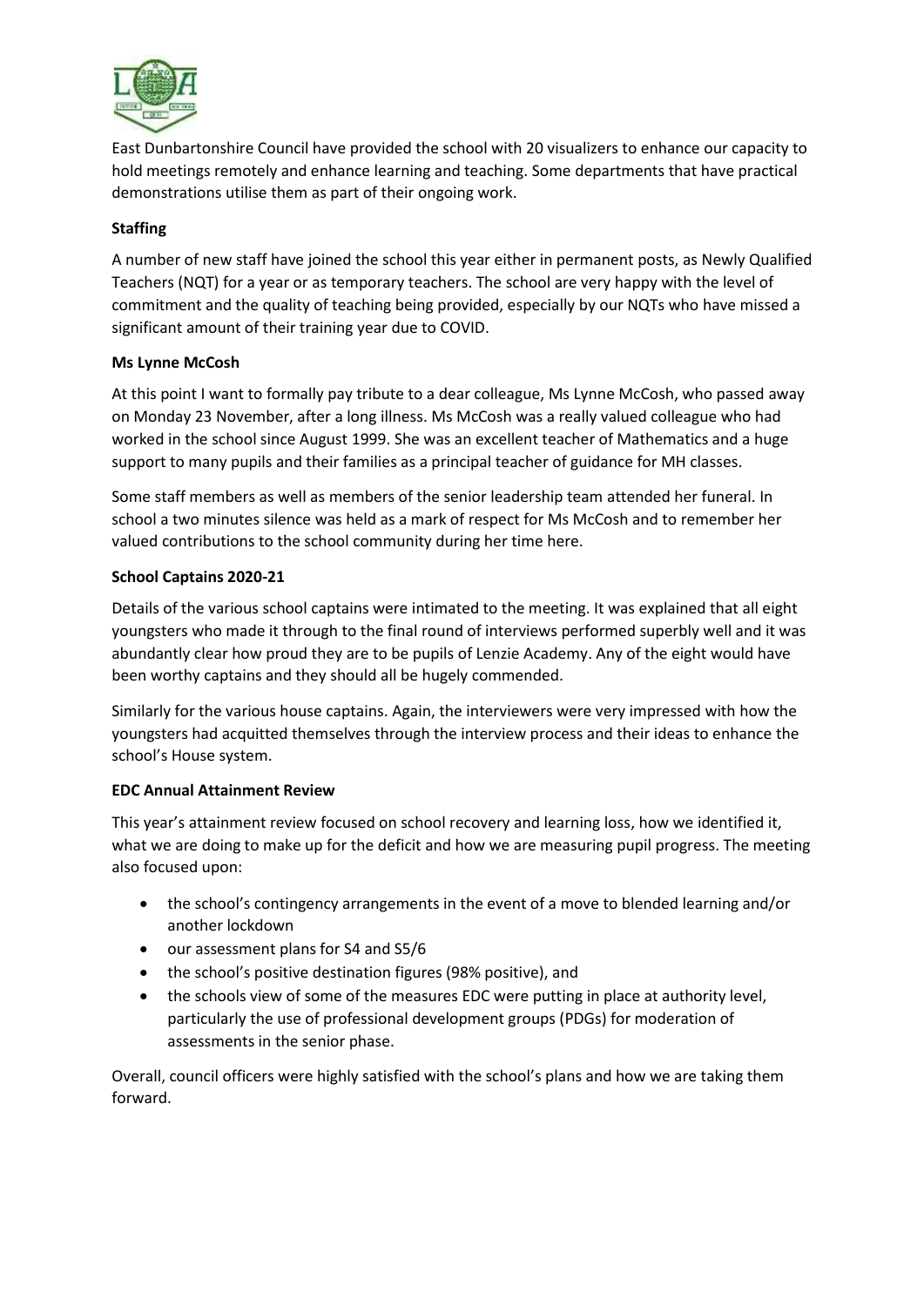East Dunbartonshire Council have provided the school with 20 visualizers to enhance our capacity to hold meetings remotely and enhance learning and teaching. Some departments that have practical demonstrations utilise them as part of their ongoing work.

**Staffing**

A number of new staff have joined the school this year either in permanent posts, as Newly Qualified Teachers (NQT) for a year or as temporary teachers. The school are very happy with the level of commitment and the quality of teaching being provided, especially by our NQTs who have missed a significant amount of their training year due to COVID.

**Ms Lynne McCosh**

At this point I want to formally pay tribute to a dear colleague, Ms Lynne McCosh, who passed away on Monday 23 November, after a long illness. Ms McCosh was a really valued colleague who had worked in the school since August 1999. She was an excellent teacher of Mathematics and a huge support to many pupils and their families as a principal teacher of guidance for MH classes.

Some staff members as well as members of the senior leadership team attended her funeral. In school a two minutes silence was held as a mark of respect for Ms McCosh and to remember her valued contributions to the school community during her time here.

**School Captains 2020-21**

Details of the various school captains were intimated to the meeting. It was explained that all eight youngsters who made it through to the final round of interviews performed superbly well and it was abundantly clear how proud they are to be pupils of Lenzie Academy. Any of the eight would have been worthy captains and they should all be hugely commended.

Similarly for the various house captains. Again, the interviewers were very impressed with how the youngsters had acquitted themselves through the interview process and their ideas to enhance the school's House system.

**EDC Annual Attainment Review**

This year's attainment review focused on school recovery and learning loss, how we identified it, what we are doing to make up for the deficit and how we are measuring pupil progress. The meeting also focused upon:

- the school's contingency arrangements in the event of a move to blended learning and/or another lockdown
- our assessment plans for S4 and S5/6
- the school's positive destination figures (98% positive), and
- the schools view of some of the measures EDC were putting in place at authority level, particularly the use of professional development groups (PDGs) for moderation of assessments in the senior phase.

Overall, council officers were highly satisfied with the school's plans and how we are taking them forward.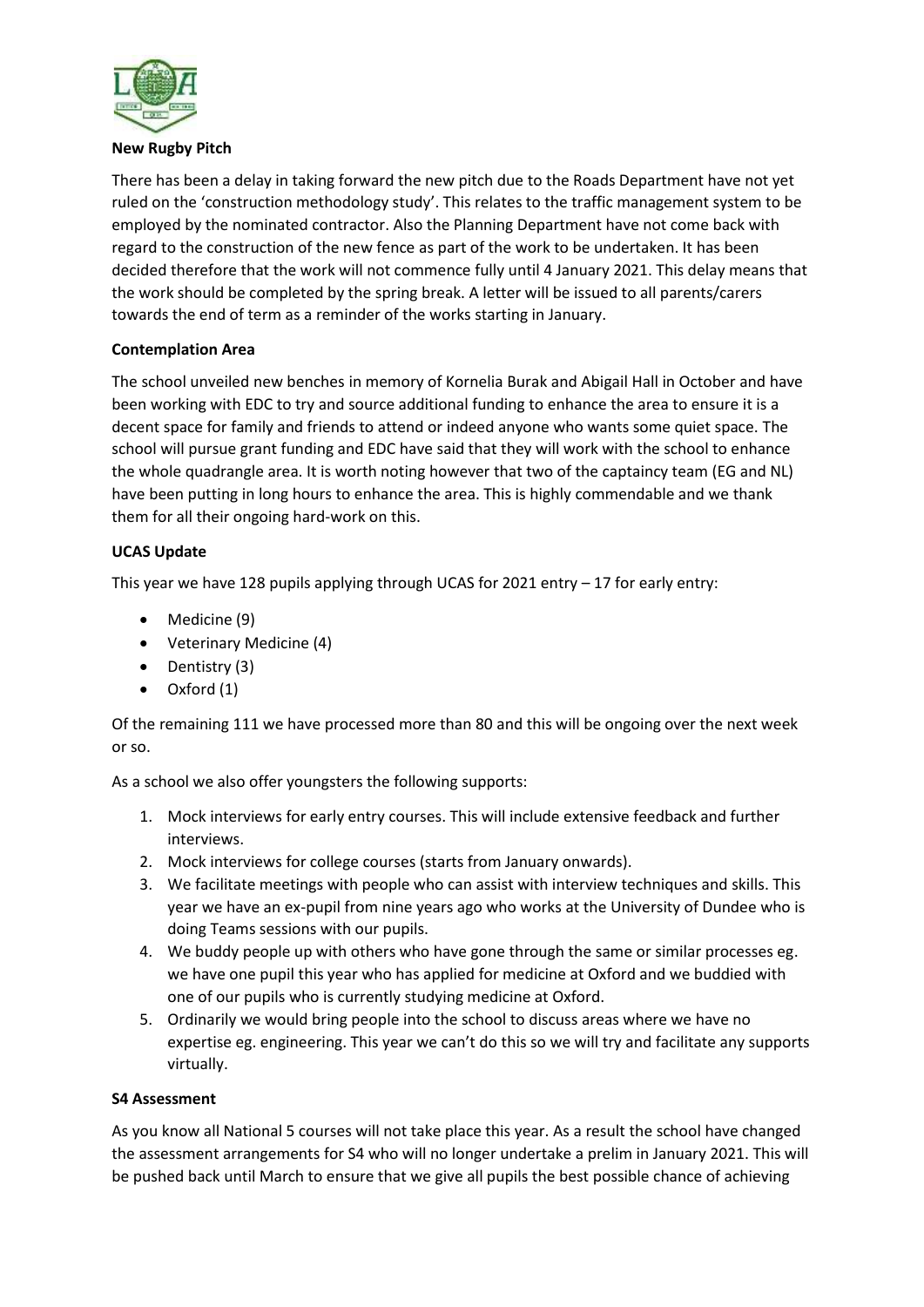**New Rugby Pitch**

There has been a delay in taking forward the new pitch due to the Roads Department have not yet ruled on the 'construction methodology study'. This relates to the traffic management system to be employed by the nominated contractor. Also the Planning Department have not come back with regard to the construction of the new fence as part of the work to be undertaken. It has been decided therefore that the work will not commence fully until 4 January 2021. This delay means that the work should be completed by the spring break. A letter will be issued to all parents/carers towards the end of term as a reminder of the works starting in January.

**Contemplation Area**

The school unveiled new benches in memory of Kornelia Burak and Abigail Hall in October and have been working with EDC to try and source additional funding to enhance the area to ensure it is a decent space for family and friends to attend or indeed anyone who wants some quiet space. The school will pursue grant funding and EDC have said that they will work with the school to enhance the whole quadrangle area. It is worth noting however that two of the captaincy team (EG and NL) have been putting in long hours to enhance the area. This is highly commendable and we thank them for all their ongoing hard-work on this.

**UCAS Update**

This year we have 128 pupils applying through UCAS for 2021 entry – 17 for early entry:

- Medicine (9)
- Veterinary Medicine (4)
- Dentistry (3)
- Oxford (1)

Of the remaining 111 we have processed more than 80 and this will be ongoing over the next week or so.

As a school we also offer youngsters the following supports:

1. Mock interviews for early entry courses. This will include extensive feedback and further interviews.
2. Mock interviews for college courses (starts from January onwards).
3. We facilitate meetings with people who can assist with interview techniques and skills. This year we have an ex-pupil from nine years ago who works at the University of Dundee who is doing Teams sessions with our pupils.
4. We buddy people up with others who have gone through the same or similar processes eg. we have one pupil this year who has applied for medicine at Oxford and we buddied with one of our pupils who is currently studying medicine at Oxford.
5. Ordinarily we would bring people into the school to discuss areas where we have no expertise eg. engineering. This year we can't do this so we will try and facilitate any supports virtually.

**S4 Assessment**

As you know all National 5 courses will not take place this year. As a result the school have changed the assessment arrangements for S4 who will no longer undertake a prelim in January 2021. This will be pushed back until March to ensure that we give all pupils the best possible chance of achieving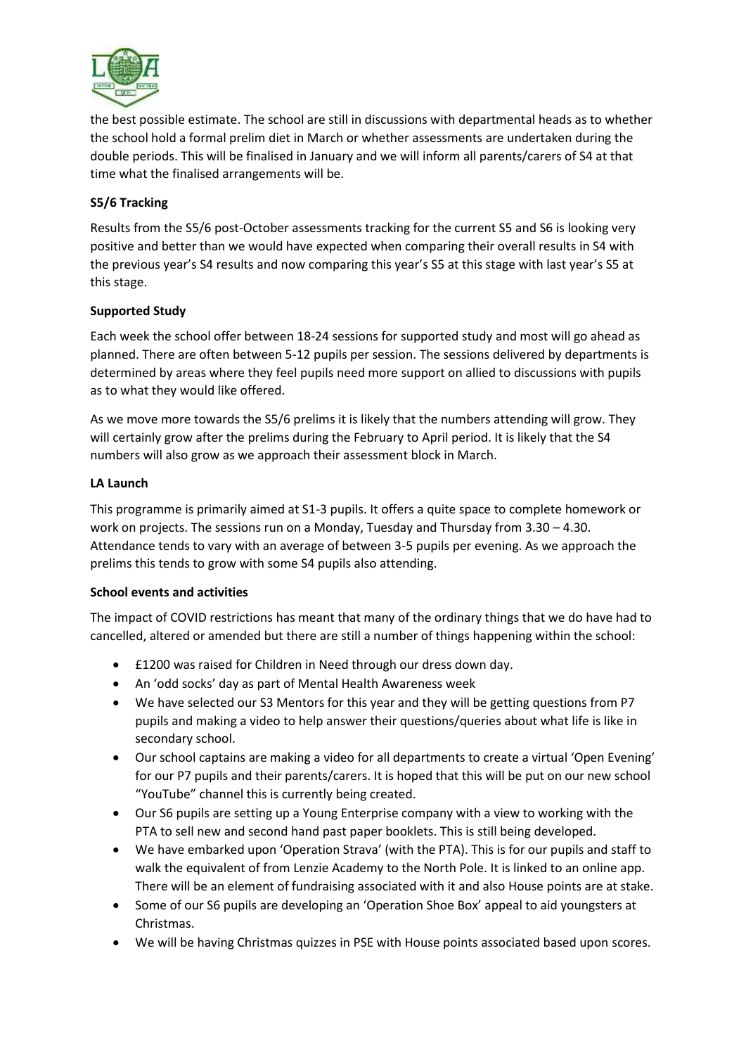the best possible estimate. The school are still in discussions with departmental heads as to whether the school hold a formal prelim diet in March or whether assessments are undertaken during the double periods. This will be finalised in January and we will inform all parents/carers of S4 at that time what the finalised arrangements will be.

**S5/6 Tracking**

Results from the S5/6 post-October assessments tracking for the current S5 and S6 is looking very positive and better than we would have expected when comparing their overall results in S4 with the previous year's S4 results and now comparing this year's S5 at this stage with last year's S5 at this stage.

**Supported Study**

Each week the school offer between 18-24 sessions for supported study and most will go ahead as planned. There are often between 5-12 pupils per session. The sessions delivered by departments is determined by areas where they feel pupils need more support on allied to discussions with pupils as to what they would like offered.

As we move more towards the S5/6 prelims it is likely that the numbers attending will grow. They will certainly grow after the prelims during the February to April period. It is likely that the S4 numbers will also grow as we approach their assessment block in March.

**LA Launch**

This programme is primarily aimed at S1-3 pupils. It offers a quite space to complete homework or work on projects. The sessions run on a Monday, Tuesday and Thursday from 3.30 – 4.30. Attendance tends to vary with an average of between 3-5 pupils per evening. As we approach the prelims this tends to grow with some S4 pupils also attending.

**School events and activities**

The impact of COVID restrictions has meant that many of the ordinary things that we do have had to cancelled, altered or amended but there are still a number of things happening within the school:

- £1200 was raised for Children in Need through our dress down day.
- An 'odd socks' day as part of Mental Health Awareness week
- We have selected our S3 Mentors for this year and they will be getting questions from P7 pupils and making a video to help answer their questions/queries about what life is like in secondary school.
- Our school captains are making a video for all departments to create a virtual 'Open Evening' for our P7 pupils and their parents/carers. It is hoped that this will be put on our new school "YouTube" channel this is currently being created.
- Our S6 pupils are setting up a Young Enterprise company with a view to working with the PTA to sell new and second hand past paper booklets. This is still being developed.
- We have embarked upon 'Operation Strava' (with the PTA). This is for our pupils and staff to walk the equivalent of from Lenzie Academy to the North Pole. It is linked to an online app. There will be an element of fundraising associated with it and also House points are at stake.
- Some of our S6 pupils are developing an 'Operation Shoe Box' appeal to aid youngsters at Christmas.
- We will be having Christmas quizzes in PSE with House points associated based upon scores.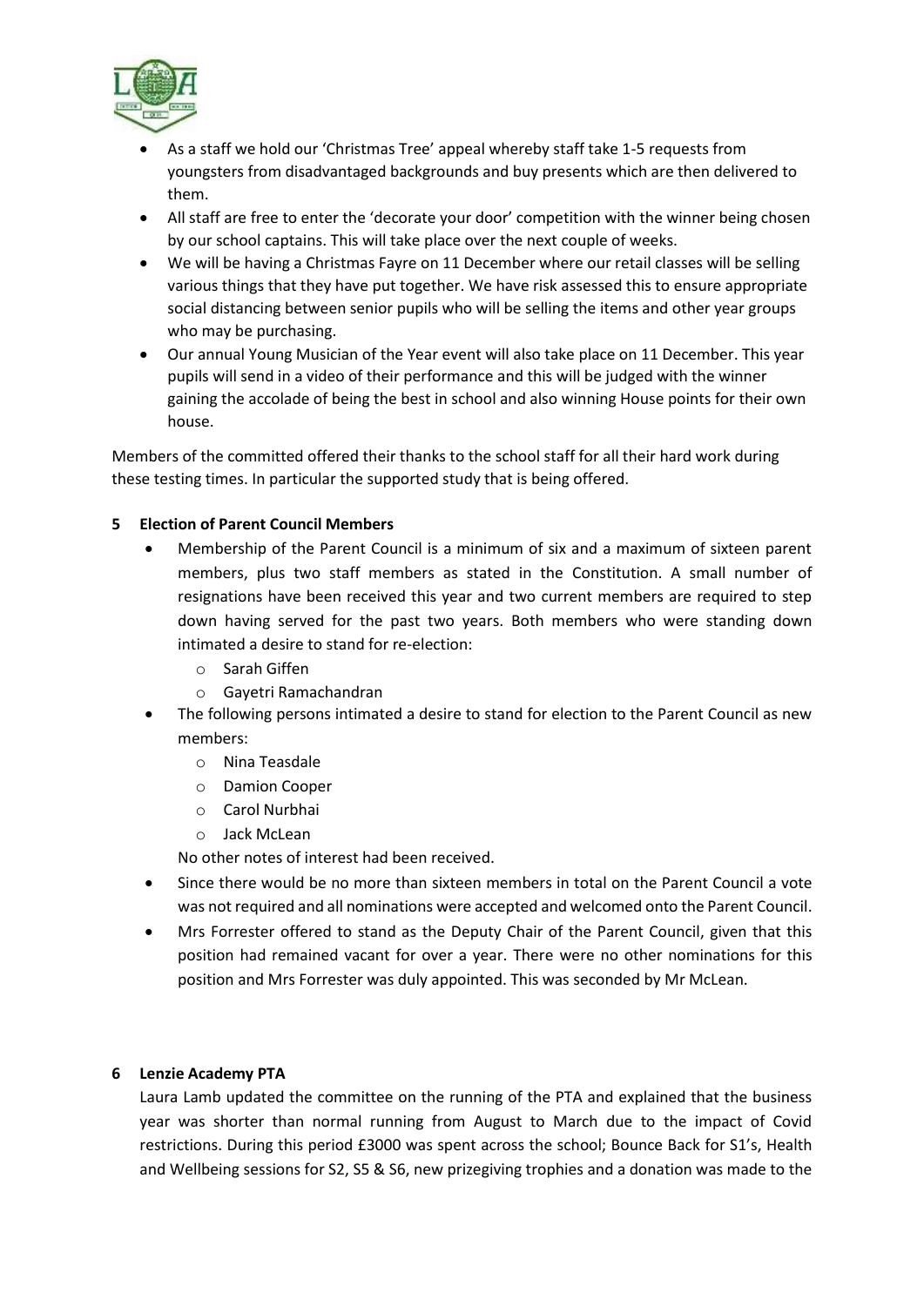- As a staff we hold our 'Christmas Tree' appeal whereby staff take 1-5 requests from youngsters from disadvantaged backgrounds and buy presents which are then delivered to them.
- All staff are free to enter the 'decorate your door' competition with the winner being chosen by our school captains. This will take place over the next couple of weeks.
- We will be having a Christmas Fayre on 11 December where our retail classes will be selling various things that they have put together. We have risk assessed this to ensure appropriate social distancing between senior pupils who will be selling the items and other year groups who may be purchasing.
- Our annual Young Musician of the Year event will also take place on 11 December. This year pupils will send in a video of their performance and this will be judged with the winner gaining the accolade of being the best in school and also winning House points for their own house.

Members of the committed offered their thanks to the school staff for all their hard work during these testing times. In particular the supported study that is being offered.

**5 Election of Parent Council Members**

- Membership of the Parent Council is a minimum of six and a maximum of sixteen parent members, plus two staff members as stated in the Constitution. A small number of resignations have been received this year and two current members are required to step down having served for the past two years. Both members who were standing down intimated a desire to stand for re-election:
    - Sarah Giffen
    - Gayetri Ramachandran
- The following persons intimated a desire to stand for election to the Parent Council as new members:
    - Nina Teasdale
    - Damion Cooper
    - Carol Nurbhai
    - Jack McLean

  No other notes of interest had been received.
- Since there would be no more than sixteen members in total on the Parent Council a vote was not required and all nominations were accepted and welcomed onto the Parent Council.
- Mrs Forrester offered to stand as the Deputy Chair of the Parent Council, given that this position had remained vacant for over a year. There were no other nominations for this position and Mrs Forrester was duly appointed. This was seconded by Mr McLean.

**6 Lenzie Academy PTA**

Laura Lamb updated the committee on the running of the PTA and explained that the business year was shorter than normal running from August to March due to the impact of Covid restrictions. During this period £3000 was spent across the school; Bounce Back for S1's, Health and Wellbeing sessions for S2, S5 & S6, new prizegiving trophies and a donation was made to the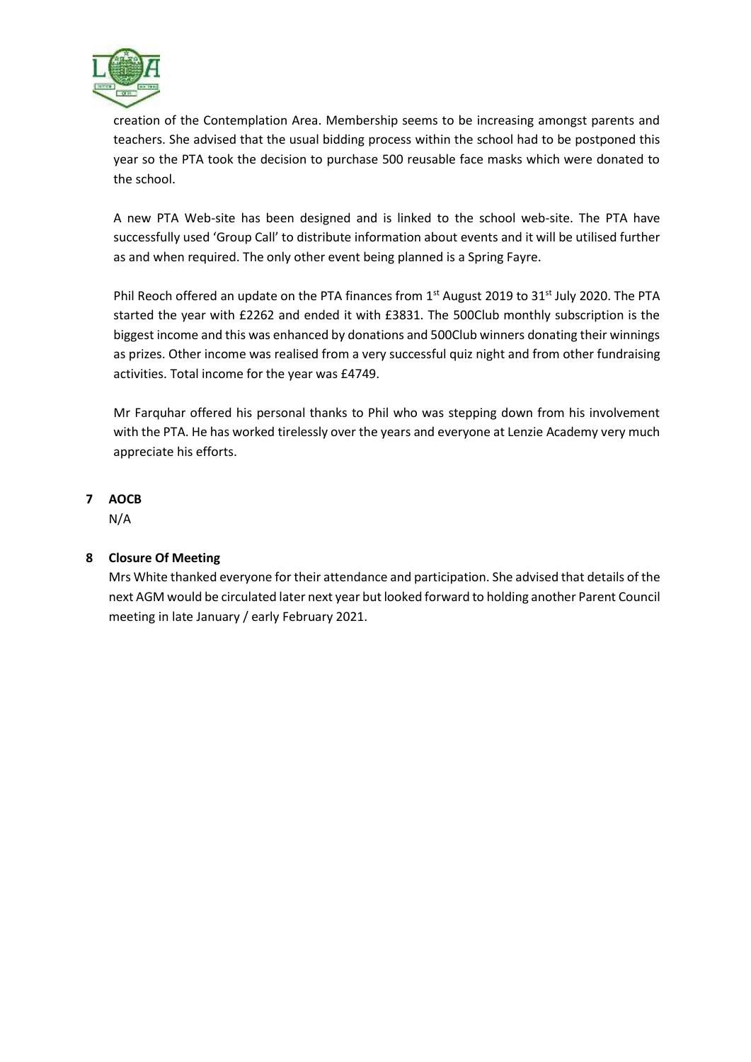creation of the Contemplation Area. Membership seems to be increasing amongst parents and teachers. She advised that the usual bidding process within the school had to be postponed this year so the PTA took the decision to purchase 500 reusable face masks which were donated to the school.

A new PTA Web-site has been designed and is linked to the school web-site. The PTA have successfully used 'Group Call' to distribute information about events and it will be utilised further as and when required. The only other event being planned is a Spring Fayre.

Phil Reoch offered an update on the PTA finances from 1st August 2019 to 31st July 2020. The PTA started the year with £2262 and ended it with £3831. The 500Club monthly subscription is the biggest income and this was enhanced by donations and 500Club winners donating their winnings as prizes. Other income was realised from a very successful quiz night and from other fundraising activities. Total income for the year was £4749.

Mr Farquhar offered his personal thanks to Phil who was stepping down from his involvement with the PTA. He has worked tirelessly over the years and everyone at Lenzie Academy very much appreciate his efforts.

**7 AOCB**

N/A

**8 Closure Of Meeting**

Mrs White thanked everyone for their attendance and participation. She advised that details of the next AGM would be circulated later next year but looked forward to holding another Parent Council meeting in late January / early February 2021.